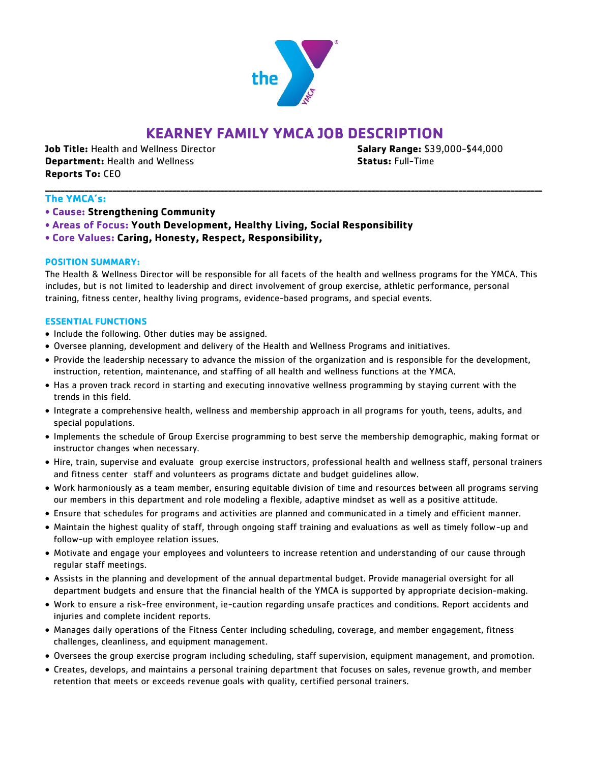# KEARNEY FAMILY YMCA JOB DESCRIPTION

**Job Title:** Health and Wellness Director
**Department:** Health and Wellness
**Reports To:** CEO

**Salary Range:** $39,000-$44,000
**Status:** Full-Time

---

**The YMCA's:**

- **Cause: Strengthening Community**
- **Areas of Focus: Youth Development, Healthy Living, Social Responsibility**
- **Core Values: Caring, Honesty, Respect, Responsibility,**

## POSITION SUMMARY:

The Health & Wellness Director will be responsible for all facets of the health and wellness programs for the YMCA. This includes, but is not limited to leadership and direct involvement of group exercise, athletic performance, personal training, fitness center, healthy living programs, evidence-based programs, and special events.

## ESSENTIAL FUNCTIONS

- Include the following. Other duties may be assigned.
- Oversee planning, development and delivery of the Health and Wellness Programs and initiatives.
- Provide the leadership necessary to advance the mission of the organization and is responsible for the development, instruction, retention, maintenance, and staffing of all health and wellness functions at the YMCA.
- Has a proven track record in starting and executing innovative wellness programming by staying current with the trends in this field.
- Integrate a comprehensive health, wellness and membership approach in all programs for youth, teens, adults, and special populations.
- Implements the schedule of Group Exercise programming to best serve the membership demographic, making format or instructor changes when necessary.
- Hire, train, supervise and evaluate group exercise instructors, professional health and wellness staff, personal trainers and fitness center staff and volunteers as programs dictate and budget guidelines allow.
- Work harmoniously as a team member, ensuring equitable division of time and resources between all programs serving our members in this department and role modeling a flexible, adaptive mindset as well as a positive attitude.
- Ensure that schedules for programs and activities are planned and communicated in a timely and efficient manner.
- Maintain the highest quality of staff, through ongoing staff training and evaluations as well as timely follow-up and follow-up with employee relation issues.
- Motivate and engage your employees and volunteers to increase retention and understanding of our cause through regular staff meetings.
- Assists in the planning and development of the annual departmental budget. Provide managerial oversight for all department budgets and ensure that the financial health of the YMCA is supported by appropriate decision-making.
- Work to ensure a risk-free environment, ie-caution regarding unsafe practices and conditions. Report accidents and injuries and complete incident reports.
- Manages daily operations of the Fitness Center including scheduling, coverage, and member engagement, fitness challenges, cleanliness, and equipment management.
- Oversees the group exercise program including scheduling, staff supervision, equipment management, and promotion.
- Creates, develops, and maintains a personal training department that focuses on sales, revenue growth, and member retention that meets or exceeds revenue goals with quality, certified personal trainers.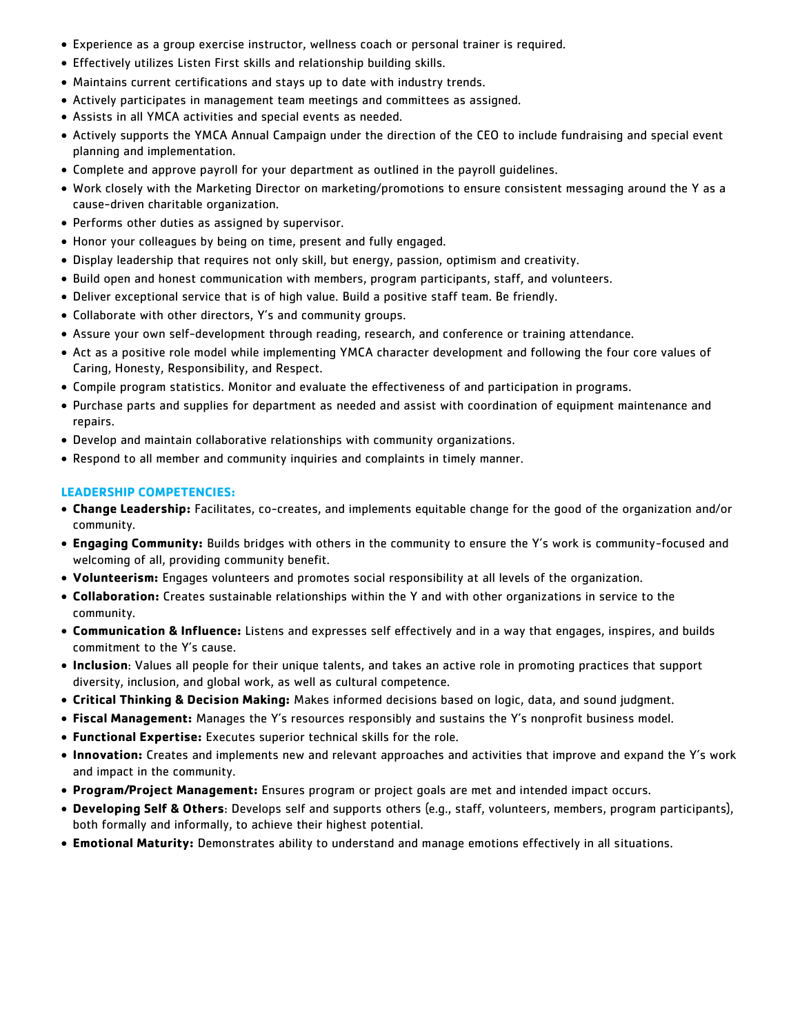- Experience as a group exercise instructor, wellness coach or personal trainer is required.
- Effectively utilizes Listen First skills and relationship building skills.
- Maintains current certifications and stays up to date with industry trends.
- Actively participates in management team meetings and committees as assigned.
- Assists in all YMCA activities and special events as needed.
- Actively supports the YMCA Annual Campaign under the direction of the CEO to include fundraising and special event planning and implementation.
- Complete and approve payroll for your department as outlined in the payroll guidelines.
- Work closely with the Marketing Director on marketing/promotions to ensure consistent messaging around the Y as a cause-driven charitable organization.
- Performs other duties as assigned by supervisor.
- Honor your colleagues by being on time, present and fully engaged.
- Display leadership that requires not only skill, but energy, passion, optimism and creativity.
- Build open and honest communication with members, program participants, staff, and volunteers.
- Deliver exceptional service that is of high value. Build a positive staff team. Be friendly.
- Collaborate with other directors, Y's and community groups.
- Assure your own self-development through reading, research, and conference or training attendance.
- Act as a positive role model while implementing YMCA character development and following the four core values of Caring, Honesty, Responsibility, and Respect.
- Compile program statistics. Monitor and evaluate the effectiveness of and participation in programs.
- Purchase parts and supplies for department as needed and assist with coordination of equipment maintenance and repairs.
- Develop and maintain collaborative relationships with community organizations.
- Respond to all member and community inquiries and complaints in timely manner.

### LEADERSHIP COMPETENCIES:

- **Change Leadership:** Facilitates, co-creates, and implements equitable change for the good of the organization and/or community.
- **Engaging Community:** Builds bridges with others in the community to ensure the Y's work is community-focused and welcoming of all, providing community benefit.
- **Volunteerism:** Engages volunteers and promotes social responsibility at all levels of the organization.
- **Collaboration:** Creates sustainable relationships within the Y and with other organizations in service to the community.
- **Communication & Influence:** Listens and expresses self effectively and in a way that engages, inspires, and builds commitment to the Y's cause.
- **Inclusion**: Values all people for their unique talents, and takes an active role in promoting practices that support diversity, inclusion, and global work, as well as cultural competence.
- **Critical Thinking & Decision Making:** Makes informed decisions based on logic, data, and sound judgment.
- **Fiscal Management:** Manages the Y's resources responsibly and sustains the Y's nonprofit business model.
- **Functional Expertise:** Executes superior technical skills for the role.
- **Innovation:** Creates and implements new and relevant approaches and activities that improve and expand the Y's work and impact in the community.
- **Program/Project Management:** Ensures program or project goals are met and intended impact occurs.
- **Developing Self & Others**: Develops self and supports others (e.g., staff, volunteers, members, program participants), both formally and informally, to achieve their highest potential.
- **Emotional Maturity:** Demonstrates ability to understand and manage emotions effectively in all situations.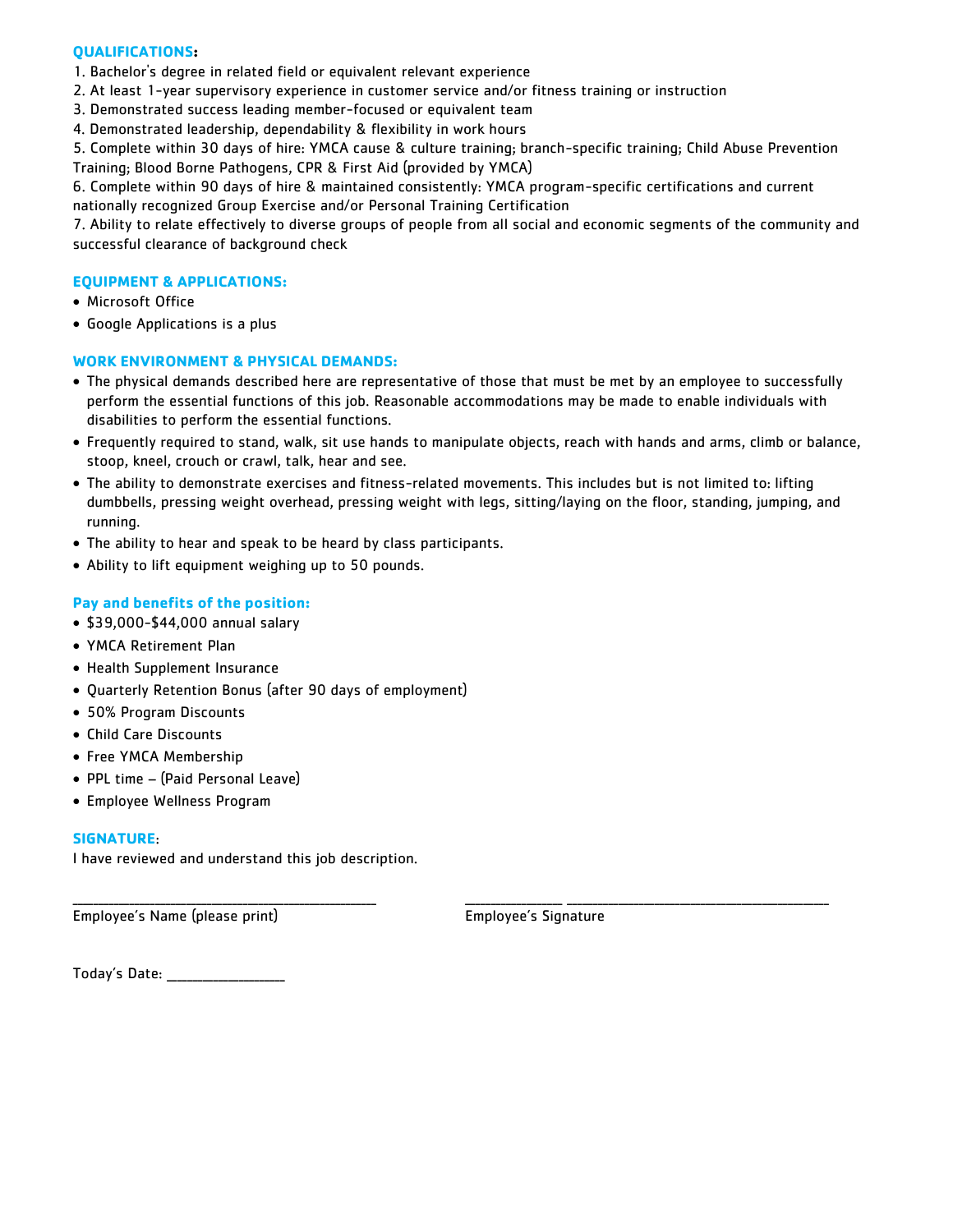**QUALIFICATIONS:**

1. Bachelor's degree in related field or equivalent relevant experience
2. At least 1-year supervisory experience in customer service and/or fitness training or instruction
3. Demonstrated success leading member-focused or equivalent team
4. Demonstrated leadership, dependability & flexibility in work hours
5. Complete within 30 days of hire: YMCA cause & culture training; branch-specific training; Child Abuse Prevention Training; Blood Borne Pathogens, CPR & First Aid (provided by YMCA)
6. Complete within 90 days of hire & maintained consistently: YMCA program-specific certifications and current nationally recognized Group Exercise and/or Personal Training Certification
7. Ability to relate effectively to diverse groups of people from all social and economic segments of the community and successful clearance of background check

**EQUIPMENT & APPLICATIONS:**

- Microsoft Office
- Google Applications is a plus

**WORK ENVIRONMENT & PHYSICAL DEMANDS:**

- The physical demands described here are representative of those that must be met by an employee to successfully perform the essential functions of this job. Reasonable accommodations may be made to enable individuals with disabilities to perform the essential functions.
- Frequently required to stand, walk, sit use hands to manipulate objects, reach with hands and arms, climb or balance, stoop, kneel, crouch or crawl, talk, hear and see.
- The ability to demonstrate exercises and fitness-related movements. This includes but is not limited to: lifting dumbbells, pressing weight overhead, pressing weight with legs, sitting/laying on the floor, standing, jumping, and running.
- The ability to hear and speak to be heard by class participants.
- Ability to lift equipment weighing up to 50 pounds.

**Pay and benefits of the position:**

- $39,000-$44,000 annual salary
- YMCA Retirement Plan
- Health Supplement Insurance
- Quarterly Retention Bonus (after 90 days of employment)
- 50% Program Discounts
- Child Care Discounts
- Free YMCA Membership
- PPL time – (Paid Personal Leave)
- Employee Wellness Program

**SIGNATURE**:

I have reviewed and understand this job description.

_________________________________________ ______________________________________________

Employee's Name (please print) Employee's Signature

Today's Date: ________________